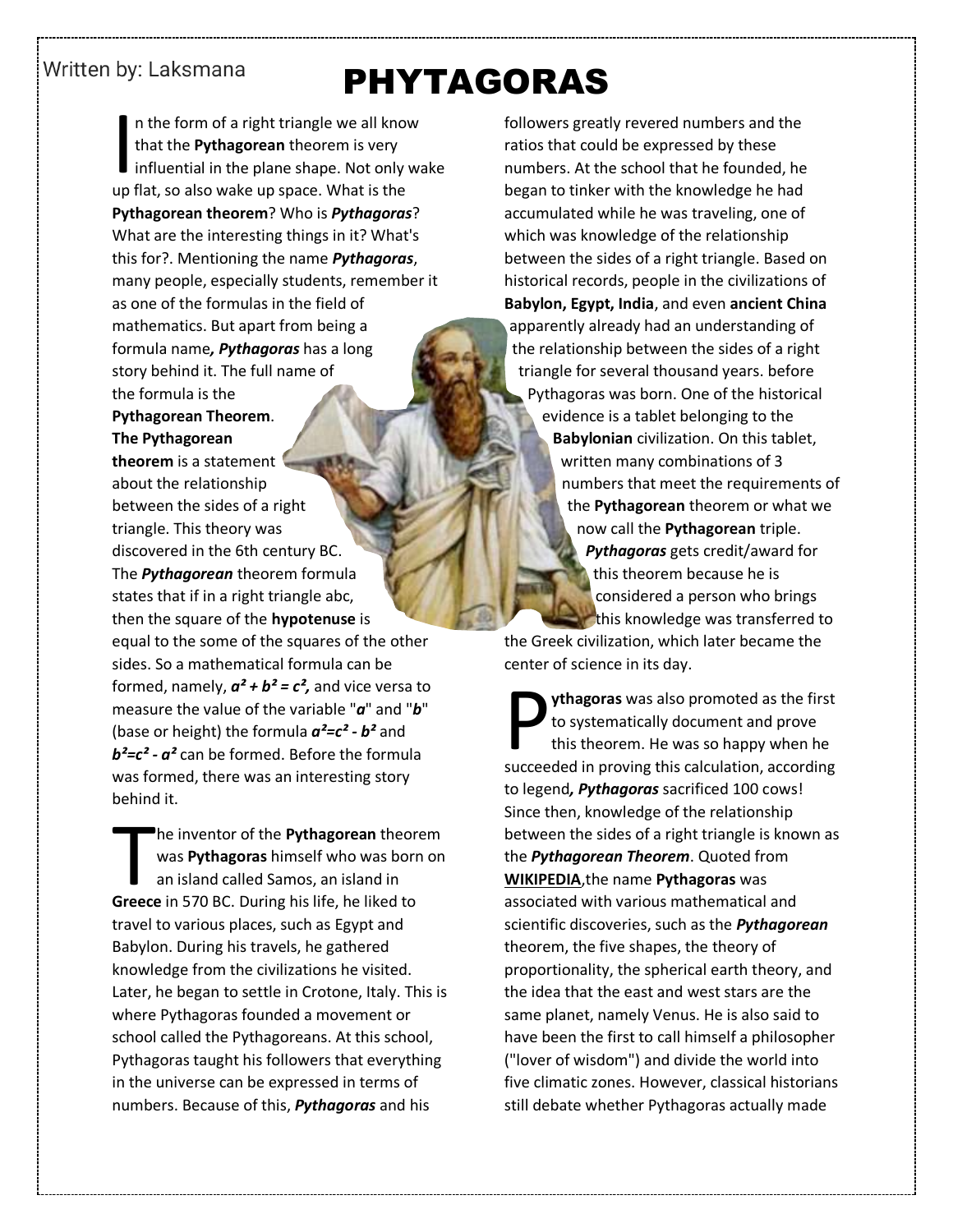Written by: Laksmana

# PHYTAGORAS

In the form of a right triangle we all know that the **Pythagorean** theorem is very influential in the plane shape. Not only wake up flat, so also wake up space. What is the **Pythagorean theorem**? Who is ***Pythagoras***? What are the interesting things in it? What's this for?. Mentioning the name ***Pythagoras***, many people, especially students, remember it as one of the formulas in the field of mathematics. But apart from being a formula name***,*** ***Pythagoras*** has a long story behind it. The full name of the formula is the **Pythagorean Theorem**. **The Pythagorean theorem** is a statement about the relationship between the sides of a right triangle. This theory was discovered in the 6th century BC. The ***Pythagorean*** theorem formula states that if in a right triangle abc, then the square of the **hypotenuse** is equal to the some of the squares of the other sides. So a mathematical formula can be formed, namely, $a^2 + b^2 = c^2$, and vice versa to measure the value of the variable "***a***" and "***b***" (base or height) the formula $a^2=c^2 - b^2$ and $b^2=c^2 - a^2$ can be formed. Before the formula was formed, there was an interesting story behind it.

The inventor of the **Pythagorean** theorem was **Pythagoras** himself who was born on an island called Samos, an island in **Greece** in 570 BC. During his life, he liked to travel to various places, such as Egypt and Babylon. During his travels, he gathered knowledge from the civilizations he visited. Later, he began to settle in Crotone, Italy. This is where Pythagoras founded a movement or school called the Pythagoreans. At this school, Pythagoras taught his followers that everything in the universe can be expressed in terms of numbers. Because of this, ***Pythagoras*** and his followers greatly revered numbers and the ratios that could be expressed by these numbers. At the school that he founded, he began to tinker with the knowledge he had accumulated while he was traveling, one of which was knowledge of the relationship between the sides of a right triangle. Based on historical records, people in the civilizations of **Babylon, Egypt, India**, and even **ancient China** apparently already had an understanding of the relationship between the sides of a right triangle for several thousand years. before Pythagoras was born. One of the historical evidence is a tablet belonging to the **Babylonian** civilization. On this tablet, written many combinations of 3 numbers that meet the requirements of the **Pythagorean** theorem or what we now call the **Pythagorean** triple. ***Pythagoras*** gets credit/award for this theorem because he is considered a person who brings this knowledge was transferred to the Greek civilization, which later became the center of science in its day.

**Pythagoras** was also promoted as the first to systematically document and prove this theorem. He was so happy when he succeeded in proving this calculation, according to legend***,*** ***Pythagoras*** sacrificed 100 cows! Since then, knowledge of the relationship between the sides of a right triangle is known as the ***Pythagorean Theorem***. Quoted from **WIKIPEDIA**,the name **Pythagoras** was associated with various mathematical and scientific discoveries, such as the ***Pythagorean*** theorem, the five shapes, the theory of proportionality, the spherical earth theory, and the idea that the east and west stars are the same planet, namely Venus. He is also said to have been the first to call himself a philosopher ("lover of wisdom") and divide the world into five climatic zones. However, classical historians still debate whether Pythagoras actually made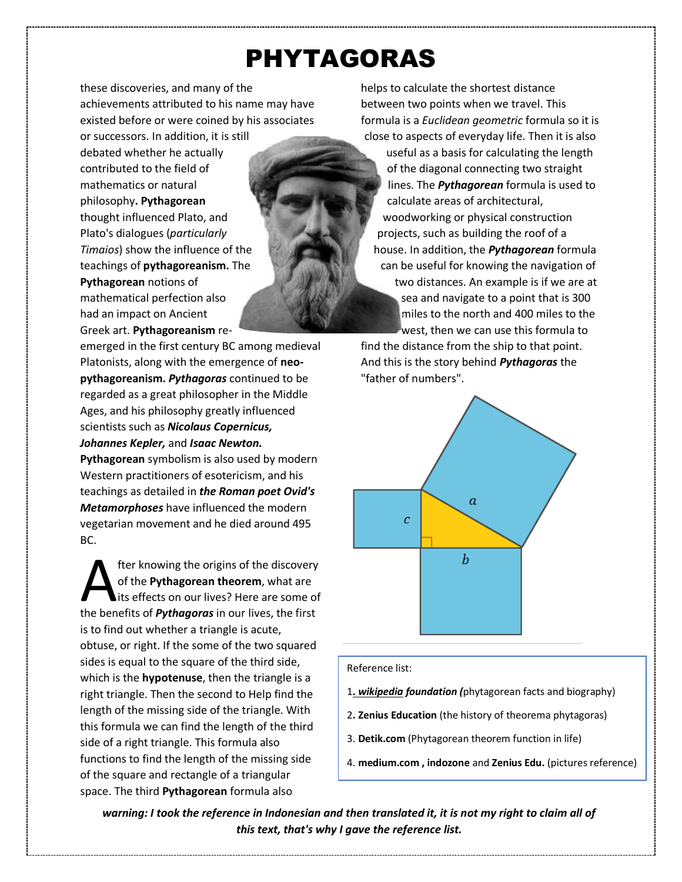# PHYTAGORAS

these discoveries, and many of the achievements attributed to his name may have existed before or were coined by his associates or successors. In addition, it is still debated whether he actually contributed to the field of mathematics or natural philosophy**. Pythagorean** thought influenced Plato, and Plato's dialogues (*particularly Timaios*) show the influence of the teachings of **pythagoreanism.** The **Pythagorean** notions of mathematical perfection also had an impact on Ancient Greek art. **Pythagoreanism** re-emerged in the first century BC among medieval Platonists, along with the emergence of **neo-pythagoreanism.** ***Pythagoras*** continued to be regarded as a great philosopher in the Middle Ages, and his philosophy greatly influenced scientists such as ***Nicolaus Copernicus, Johannes Kepler,*** and ***Isaac Newton.*** **Pythagorean** symbolism is also used by modern Western practitioners of esotericism, and his teachings as detailed in ***the Roman poet Ovid's Metamorphoses*** have influenced the modern vegetarian movement and he died around 495 BC.

After knowing the origins of the discovery of the **Pythagorean theorem**, what are its effects on our lives? Here are some of the benefits of ***Pythagoras*** in our lives, the first is to find out whether a triangle is acute, obtuse, or right. If the some of the two squared sides is equal to the square of the third side, which is the **hypotenuse**, then the triangle is a right triangle. Then the second to Help find the length of the missing side of the triangle. With this formula we can find the length of the third side of a right triangle. This formula also functions to find the length of the missing side of the square and rectangle of a triangular space. The third **Pythagorean** formula also helps to calculate the shortest distance between two points when we travel. This formula is a *Euclidean geometric* formula so it is close to aspects of everyday life. Then it is also useful as a basis for calculating the length of the diagonal connecting two straight lines. The ***Pythagorean*** formula is used to calculate areas of architectural, woodworking or physical construction projects, such as building the roof of a house. In addition, the ***Pythagorean*** formula can be useful for knowing the navigation of two distances. An example is if we are at sea and navigate to a point that is 300 miles to the north and 400 miles to the west, then we can use this formula to find the distance from the ship to that point. And this is the story behind ***Pythagoras*** the "father of numbers".

$a$

$c$

$b$

Reference list:

1**. *wikipedia* *foundation (***phytagorean facts and biography)

2**. Zenius Education** (the history of theorema phytagoras)

3. **Detik.com** (Phytagorean theorem function in life)

4. **medium.com , indozone** and **Zenius Edu.** (pictures reference)

***warning: I took the reference in Indonesian and then translated it, it is not my right to claim all of this text, that's why I gave the reference list.***